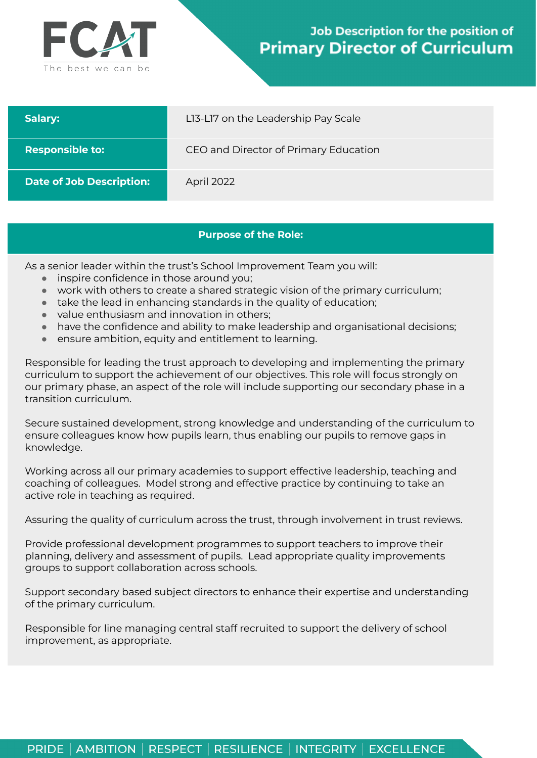FCAT

The best we can be

# Job Description for the position of Primary Director of Curriculum

| | |
|---|---|
| **Salary:** | L13-L17 on the Leadership Pay Scale |
| **Responsible to:** | CEO and Director of Primary Education |
| **Date of Job Description:** | April 2022 |

## Purpose of the Role:

As a senior leader within the trust's School Improvement Team you will:

- inspire confidence in those around you;
- work with others to create a shared strategic vision of the primary curriculum;
- take the lead in enhancing standards in the quality of education;
- value enthusiasm and innovation in others;
- have the confidence and ability to make leadership and organisational decisions;
- ensure ambition, equity and entitlement to learning.

Responsible for leading the trust approach to developing and implementing the primary curriculum to support the achievement of our objectives. This role will focus strongly on our primary phase, an aspect of the role will include supporting our secondary phase in a transition curriculum.

Secure sustained development, strong knowledge and understanding of the curriculum to ensure colleagues know how pupils learn, thus enabling our pupils to remove gaps in knowledge.

Working across all our primary academies to support effective leadership, teaching and coaching of colleagues. Model strong and effective practice by continuing to take an active role in teaching as required.

Assuring the quality of curriculum across the trust, through involvement in trust reviews.

Provide professional development programmes to support teachers to improve their planning, delivery and assessment of pupils. Lead appropriate quality improvements groups to support collaboration across schools.

Support secondary based subject directors to enhance their expertise and understanding of the primary curriculum.

Responsible for line managing central staff recruited to support the delivery of school improvement, as appropriate.

PRIDE | AMBITION | RESPECT | RESILIENCE | INTEGRITY | EXCELLENCE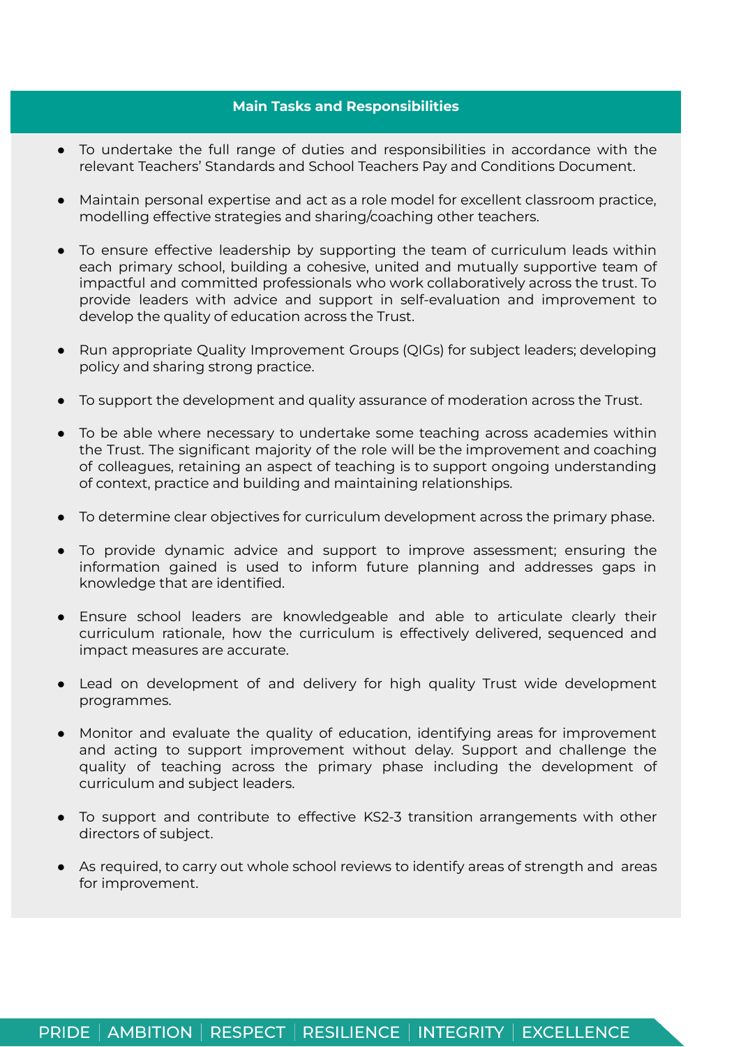## Main Tasks and Responsibilities

- To undertake the full range of duties and responsibilities in accordance with the relevant Teachers' Standards and School Teachers Pay and Conditions Document.
- Maintain personal expertise and act as a role model for excellent classroom practice, modelling effective strategies and sharing/coaching other teachers.
- To ensure effective leadership by supporting the team of curriculum leads within each primary school, building a cohesive, united and mutually supportive team of impactful and committed professionals who work collaboratively across the trust. To provide leaders with advice and support in self-evaluation and improvement to develop the quality of education across the Trust.
- Run appropriate Quality Improvement Groups (QIGs) for subject leaders; developing policy and sharing strong practice.
- To support the development and quality assurance of moderation across the Trust.
- To be able where necessary to undertake some teaching across academies within the Trust. The significant majority of the role will be the improvement and coaching of colleagues, retaining an aspect of teaching is to support ongoing understanding of context, practice and building and maintaining relationships.
- To determine clear objectives for curriculum development across the primary phase.
- To provide dynamic advice and support to improve assessment; ensuring the information gained is used to inform future planning and addresses gaps in knowledge that are identified.
- Ensure school leaders are knowledgeable and able to articulate clearly their curriculum rationale, how the curriculum is effectively delivered, sequenced and impact measures are accurate.
- Lead on development of and delivery for high quality Trust wide development programmes.
- Monitor and evaluate the quality of education, identifying areas for improvement and acting to support improvement without delay. Support and challenge the quality of teaching across the primary phase including the development of curriculum and subject leaders.
- To support and contribute to effective KS2-3 transition arrangements with other directors of subject.
- As required, to carry out whole school reviews to identify areas of strength and areas for improvement.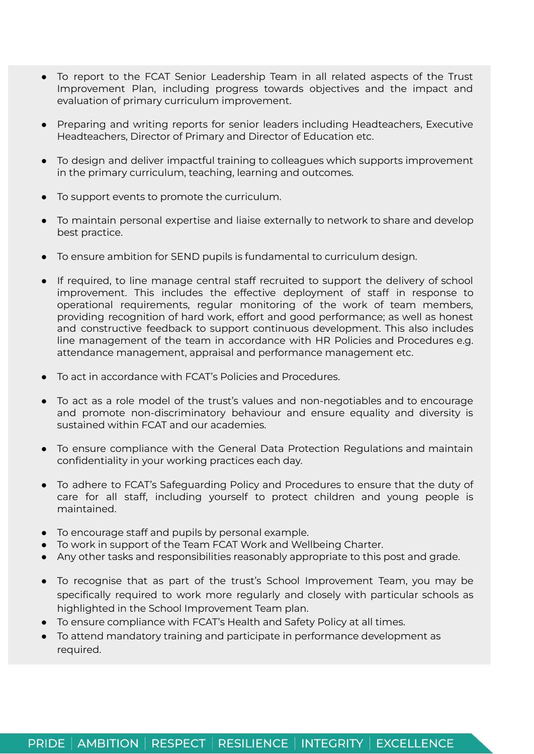- To report to the FCAT Senior Leadership Team in all related aspects of the Trust Improvement Plan, including progress towards objectives and the impact and evaluation of primary curriculum improvement.

- Preparing and writing reports for senior leaders including Headteachers, Executive Headteachers, Director of Primary and Director of Education etc.

- To design and deliver impactful training to colleagues which supports improvement in the primary curriculum, teaching, learning and outcomes.

- To support events to promote the curriculum.

- To maintain personal expertise and liaise externally to network to share and develop best practice.

- To ensure ambition for SEND pupils is fundamental to curriculum design.

- If required, to line manage central staff recruited to support the delivery of school improvement. This includes the effective deployment of staff in response to operational requirements, regular monitoring of the work of team members, providing recognition of hard work, effort and good performance; as well as honest and constructive feedback to support continuous development. This also includes line management of the team in accordance with HR Policies and Procedures e.g. attendance management, appraisal and performance management etc.

- To act in accordance with FCAT's Policies and Procedures.

- To act as a role model of the trust's values and non-negotiables and to encourage and promote non-discriminatory behaviour and ensure equality and diversity is sustained within FCAT and our academies.

- To ensure compliance with the General Data Protection Regulations and maintain confidentiality in your working practices each day.

- To adhere to FCAT's Safeguarding Policy and Procedures to ensure that the duty of care for all staff, including yourself to protect children and young people is maintained.

- To encourage staff and pupils by personal example.
- To work in support of the Team FCAT Work and Wellbeing Charter.
- Any other tasks and responsibilities reasonably appropriate to this post and grade.

- To recognise that as part of the trust's School Improvement Team, you may be specifically required to work more regularly and closely with particular schools as highlighted in the School Improvement Team plan.
- To ensure compliance with FCAT's Health and Safety Policy at all times.
- To attend mandatory training and participate in performance development as required.

PRIDE | AMBITION | RESPECT | RESILIENCE | INTEGRITY | EXCELLENCE